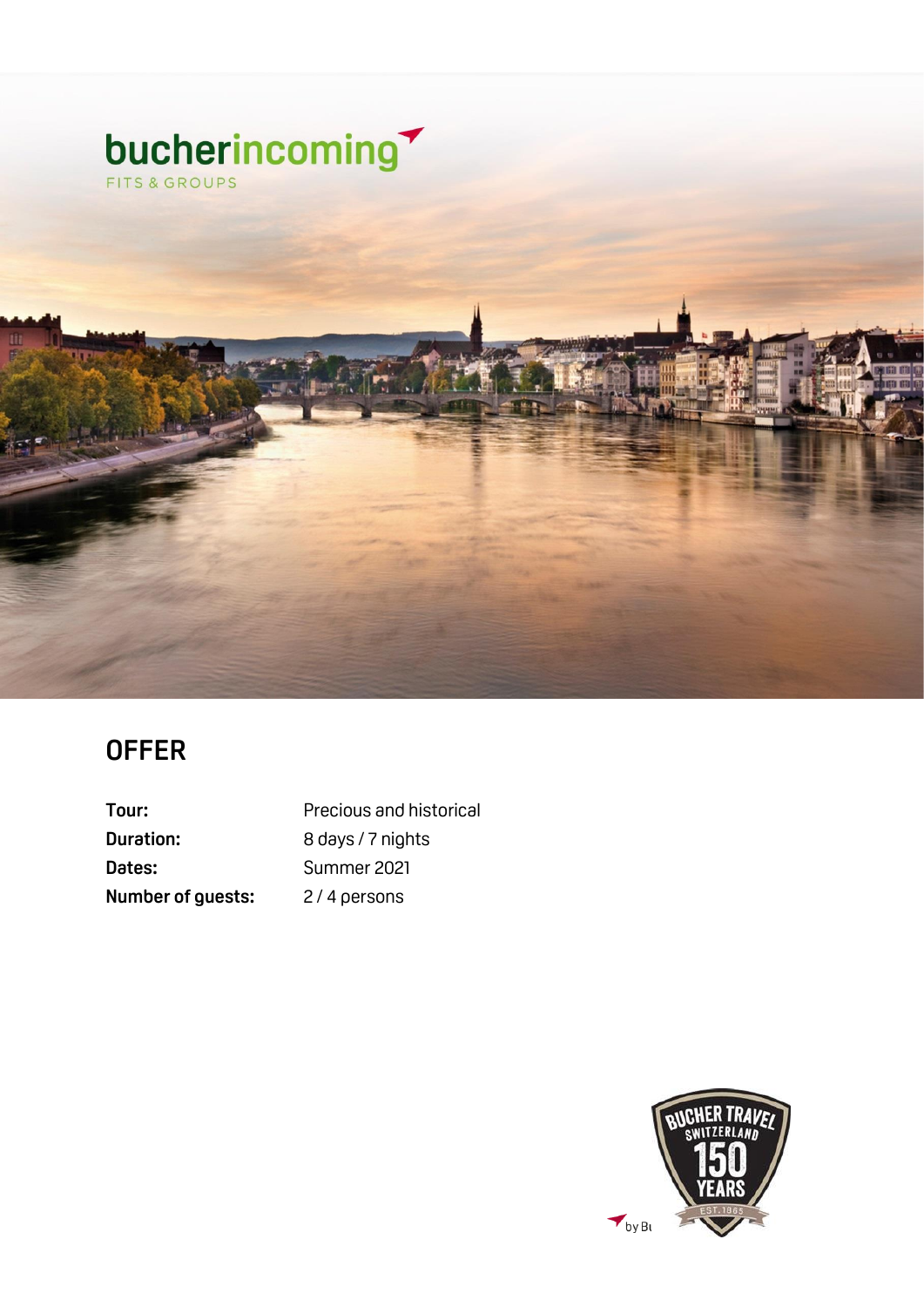bucherincoming
FITS & GROUPS

# OFFER

| | |
|---|---|
| **Tour:** | Precious and historical |
| **Duration:** | 8 days / 7 nights |
| **Dates:** | Summer 2021 |
| **Number of guests:** | 2 / 4 persons |

BUCHER TRAVEL SWITZERLAND 150 YEARS EST. 1865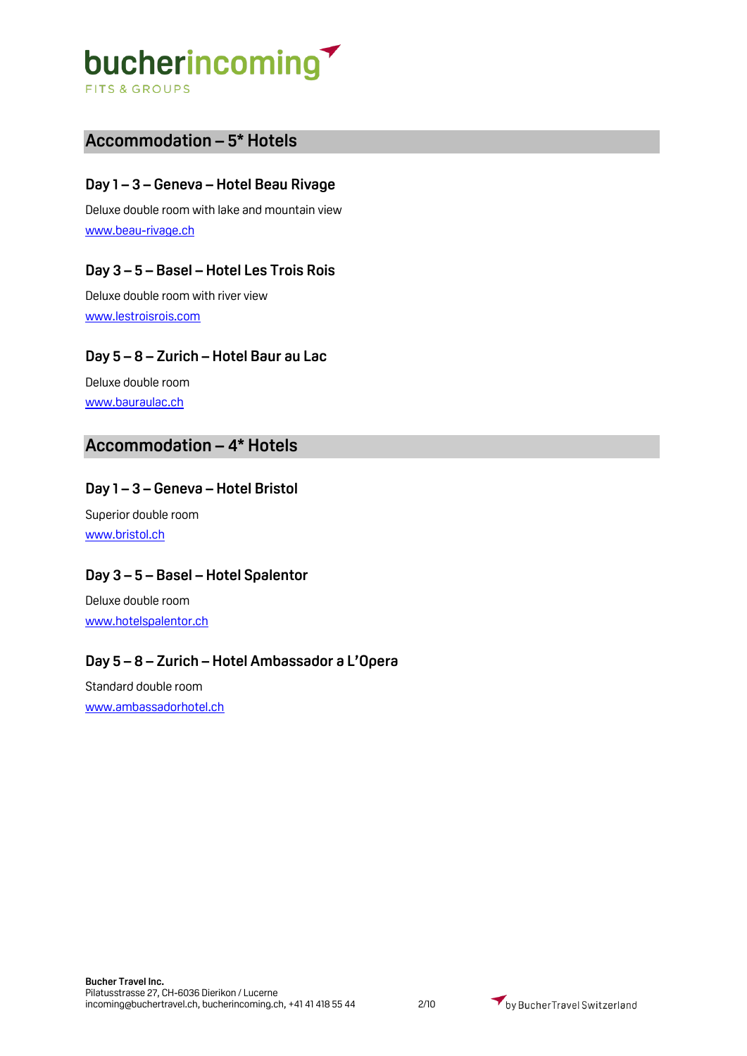## Accommodation – 5* Hotels

### Day 1 – 3 – Geneva – Hotel Beau Rivage

Deluxe double room with lake and mountain view
www.beau-rivage.ch

### Day 3 – 5 – Basel – Hotel Les Trois Rois

Deluxe double room with river view
www.lestroisrois.com

### Day 5 – 8 – Zurich – Hotel Baur au Lac

Deluxe double room
www.bauraulac.ch

## Accommodation – 4* Hotels

### Day 1 – 3 – Geneva – Hotel Bristol

Superior double room
www.bristol.ch

### Day 3 – 5 – Basel – Hotel Spalentor

Deluxe double room
www.hotelspalentor.ch

### Day 5 – 8 – Zurich – Hotel Ambassador a L'Opera

Standard double room
www.ambassadorhotel.ch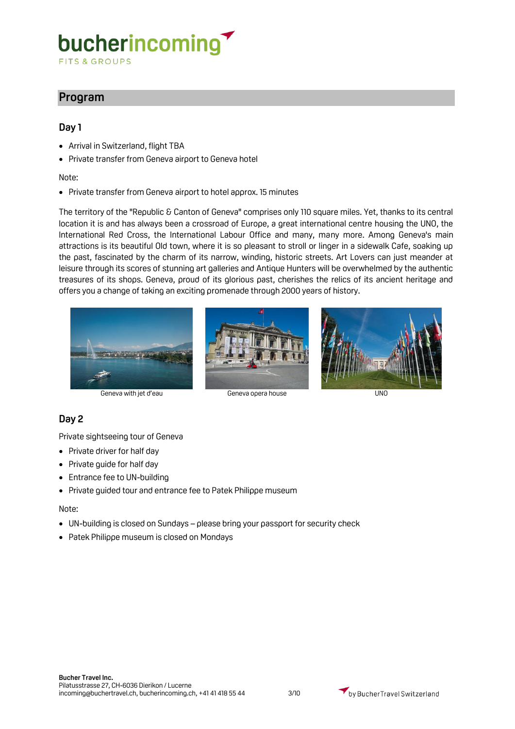## Program

### Day 1

- Arrival in Switzerland, flight TBA
- Private transfer from Geneva airport to Geneva hotel

Note:

- Private transfer from Geneva airport to hotel approx. 15 minutes

The territory of the "Republic & Canton of Geneva" comprises only 110 square miles. Yet, thanks to its central location it is and has always been a crossroad of Europe, a great international centre housing the UNO, the International Red Cross, the International Labour Office and many, many more. Among Geneva's main attractions is its beautiful Old town, where it is so pleasant to stroll or linger in a sidewalk Cafe, soaking up the past, fascinated by the charm of its narrow, winding, historic streets. Art Lovers can just meander at leisure through its scores of stunning art galleries and Antique Hunters will be overwhelmed by the authentic treasures of its shops. Geneva, proud of its glorious past, cherishes the relics of its ancient heritage and offers you a change of taking an exciting promenade through 2000 years of history.

Geneva with jet d'eau

Geneva opera house

UNO

### Day 2

Private sightseeing tour of Geneva

- Private driver for half day
- Private guide for half day
- Entrance fee to UN-building
- Private guided tour and entrance fee to Patek Philippe museum

Note:

- UN-building is closed on Sundays – please bring your passport for security check
- Patek Philippe museum is closed on Mondays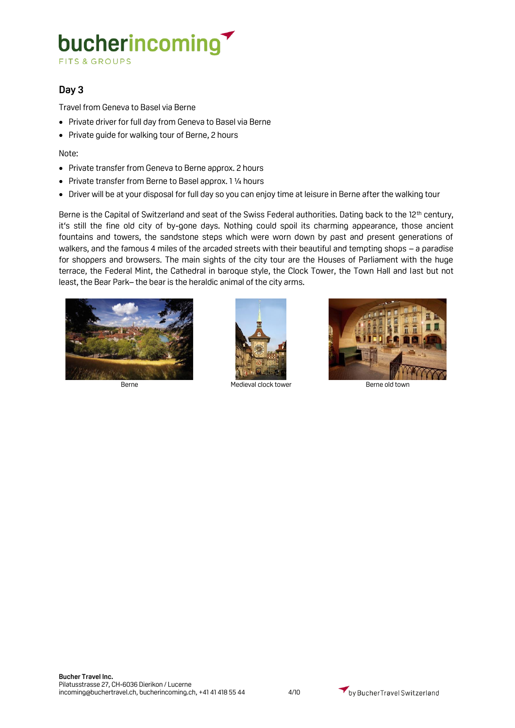## Day 3

Travel from Geneva to Basel via Berne

- Private driver for full day from Geneva to Basel via Berne
- Private guide for walking tour of Berne, 2 hours

Note:

- Private transfer from Geneva to Berne approx. 2 hours
- Private transfer from Berne to Basel approx. 1 ¼ hours
- Driver will be at your disposal for full day so you can enjoy time at leisure in Berne after the walking tour

Berne is the Capital of Switzerland and seat of the Swiss Federal authorities. Dating back to the 12th century, it's still the fine old city of by-gone days. Nothing could spoil its charming appearance, those ancient fountains and towers, the sandstone steps which were worn down by past and present generations of walkers, and the famous 4 miles of the arcaded streets with their beautiful and tempting shops – a paradise for shoppers and browsers. The main sights of the city tour are the Houses of Parliament with the huge terrace, the Federal Mint, the Cathedral in baroque style, the Clock Tower, the Town Hall and last but not least, the Bear Park– the bear is the heraldic animal of the city arms.

Berne

Medieval clock tower

Berne old town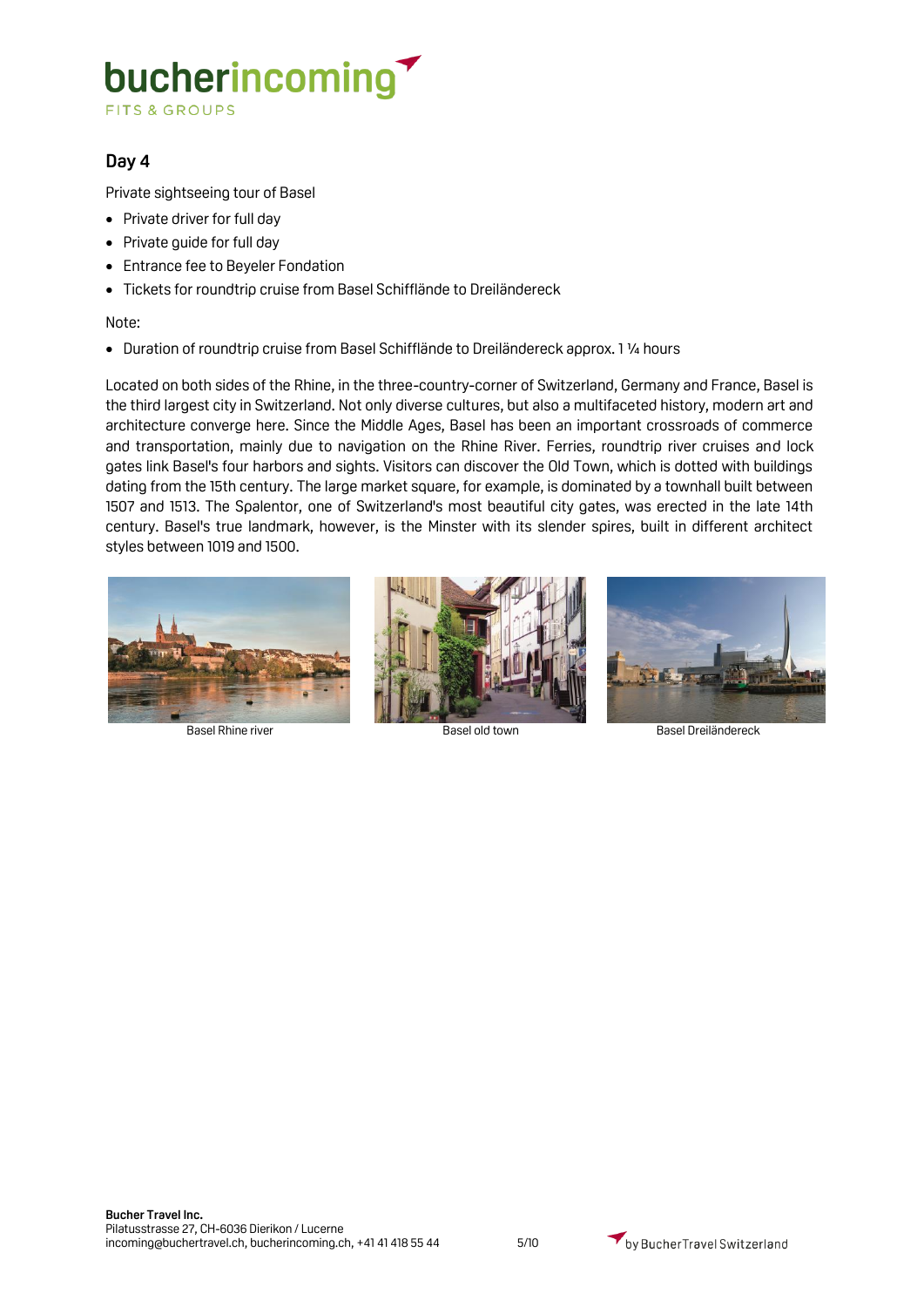## Day 4

Private sightseeing tour of Basel

- Private driver for full day
- Private guide for full day
- Entrance fee to Beyeler Fondation
- Tickets for roundtrip cruise from Basel Schifflände to Dreiländereck

Note:

- Duration of roundtrip cruise from Basel Schifflände to Dreiländereck approx. 1 ¼ hours

Located on both sides of the Rhine, in the three-country-corner of Switzerland, Germany and France, Basel is the third largest city in Switzerland. Not only diverse cultures, but also a multifaceted history, modern art and architecture converge here. Since the Middle Ages, Basel has been an important crossroads of commerce and transportation, mainly due to navigation on the Rhine River. Ferries, roundtrip river cruises and lock gates link Basel's four harbors and sights. Visitors can discover the Old Town, which is dotted with buildings dating from the 15th century. The large market square, for example, is dominated by a townhall built between 1507 and 1513. The Spalentor, one of Switzerland's most beautiful city gates, was erected in the late 14th century. Basel's true landmark, however, is the Minster with its slender spires, built in different architect styles between 1019 and 1500.

Basel Rhine river

Basel old town

Basel Dreiländereck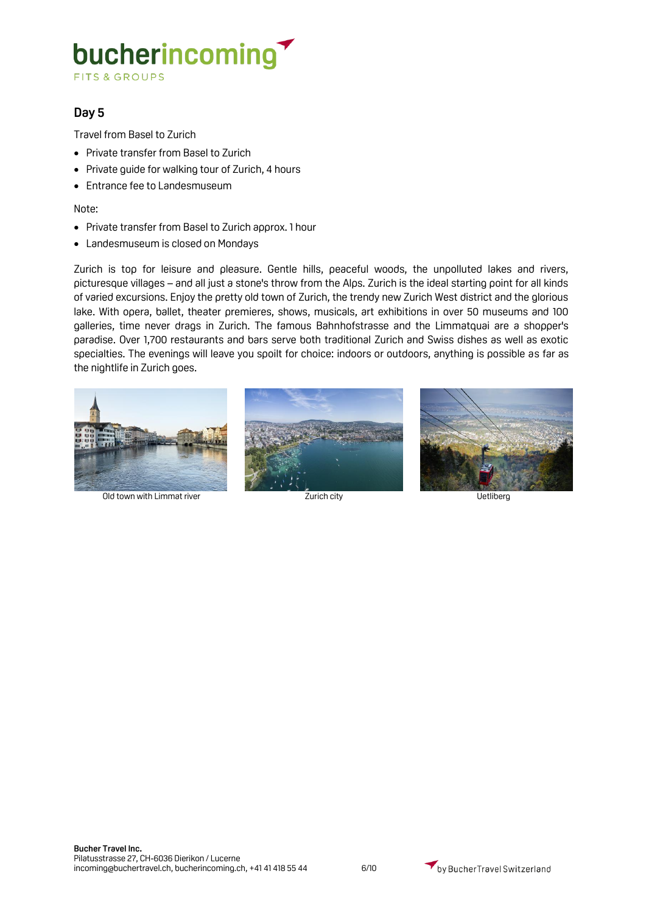## Day 5

Travel from Basel to Zurich

- Private transfer from Basel to Zurich
- Private guide for walking tour of Zurich, 4 hours
- Entrance fee to Landesmuseum

Note:

- Private transfer from Basel to Zurich approx. 1 hour
- Landesmuseum is closed on Mondays

Zurich is top for leisure and pleasure. Gentle hills, peaceful woods, the unpolluted lakes and rivers, picturesque villages – and all just a stone's throw from the Alps. Zurich is the ideal starting point for all kinds of varied excursions. Enjoy the pretty old town of Zurich, the trendy new Zurich West district and the glorious lake. With opera, ballet, theater premieres, shows, musicals, art exhibitions in over 50 museums and 100 galleries, time never drags in Zurich. The famous Bahnhofstrasse and the Limmatquai are a shopper's paradise. Over 1,700 restaurants and bars serve both traditional Zurich and Swiss dishes as well as exotic specialties. The evenings will leave you spoilt for choice: indoors or outdoors, anything is possible as far as the nightlife in Zurich goes.

Old town with Limmat river

Zurich city

Uetliberg

**Bucher Travel Inc.**
Pilatusstrasse 27, CH-6036 Dierikon / Lucerne
incoming@buchertravel.ch, bucherincoming.ch, +41 41 418 55 44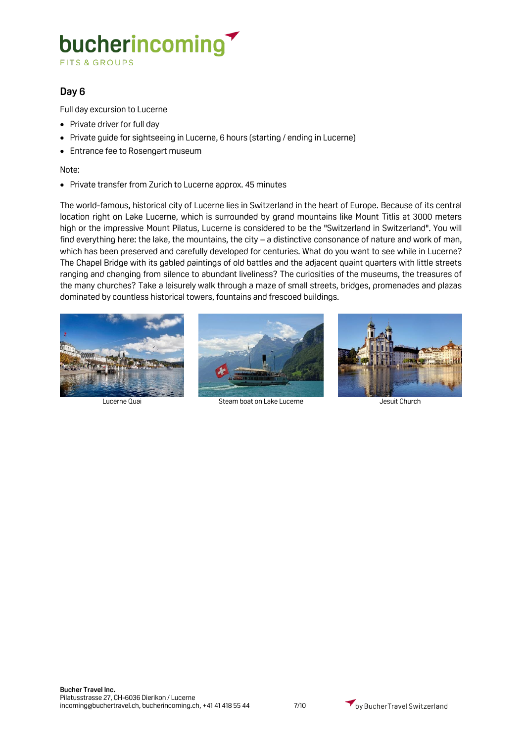## Day 6

Full day excursion to Lucerne

- Private driver for full day
- Private guide for sightseeing in Lucerne, 6 hours (starting / ending in Lucerne)
- Entrance fee to Rosengart museum

Note:

- Private transfer from Zurich to Lucerne approx. 45 minutes

The world-famous, historical city of Lucerne lies in Switzerland in the heart of Europe. Because of its central location right on Lake Lucerne, which is surrounded by grand mountains like Mount Titlis at 3000 meters high or the impressive Mount Pilatus, Lucerne is considered to be the "Switzerland in Switzerland". You will find everything here: the lake, the mountains, the city – a distinctive consonance of nature and work of man, which has been preserved and carefully developed for centuries. What do you want to see while in Lucerne? The Chapel Bridge with its gabled paintings of old battles and the adjacent quaint quarters with little streets ranging and changing from silence to abundant liveliness? The curiosities of the museums, the treasures of the many churches? Take a leisurely walk through a maze of small streets, bridges, promenades and plazas dominated by countless historical towers, fountains and frescoed buildings.

Lucerne Quai

Steam boat on Lake Lucerne

Jesuit Church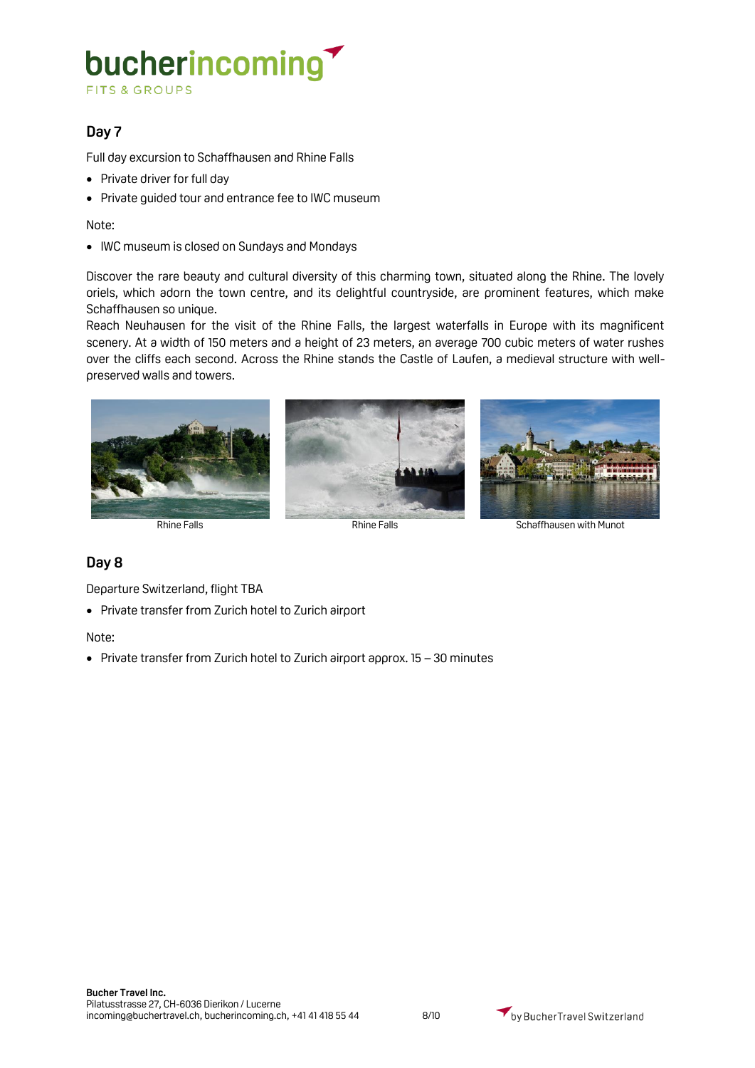## Day 7

Full day excursion to Schaffhausen and Rhine Falls

- Private driver for full day
- Private guided tour and entrance fee to IWC museum

Note:

- IWC museum is closed on Sundays and Mondays

Discover the rare beauty and cultural diversity of this charming town, situated along the Rhine. The lovely oriels, which adorn the town centre, and its delightful countryside, are prominent features, which make Schaffhausen so unique.
Reach Neuhausen for the visit of the Rhine Falls, the largest waterfalls in Europe with its magnificent scenery. At a width of 150 meters and a height of 23 meters, an average 700 cubic meters of water rushes over the cliffs each second. Across the Rhine stands the Castle of Laufen, a medieval structure with well-preserved walls and towers.

Rhine Falls

Rhine Falls

Schaffhausen with Munot

## Day 8

Departure Switzerland, flight TBA

- Private transfer from Zurich hotel to Zurich airport

Note:

- Private transfer from Zurich hotel to Zurich airport approx. 15 – 30 minutes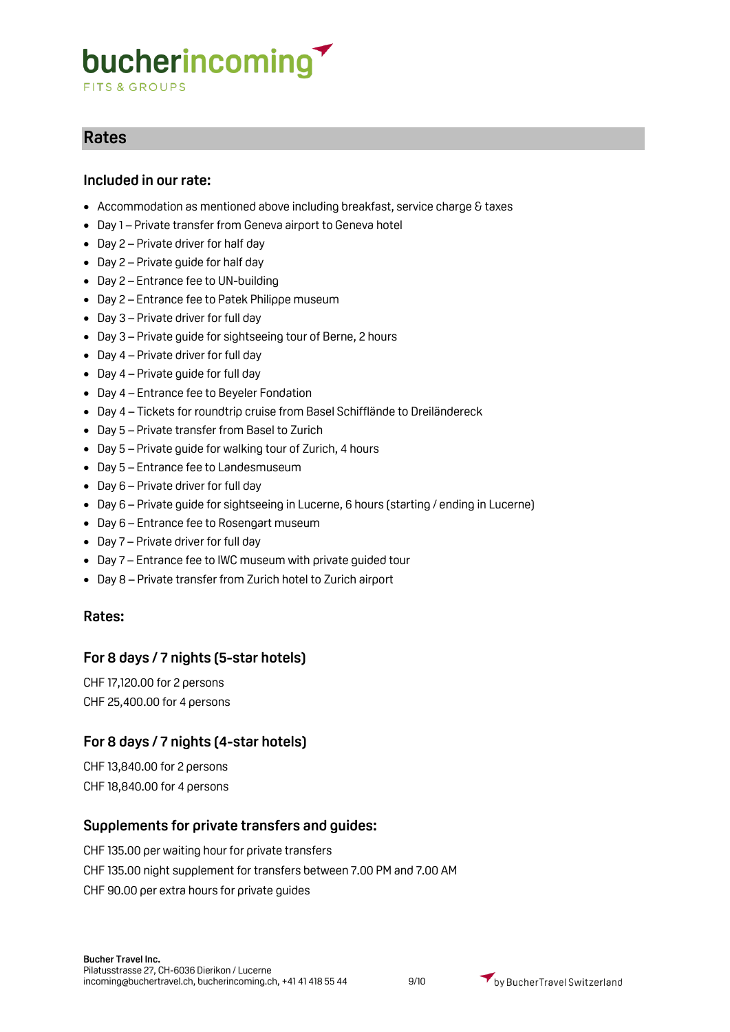## Rates

### Included in our rate:

- Accommodation as mentioned above including breakfast, service charge & taxes
- Day 1 – Private transfer from Geneva airport to Geneva hotel
- Day 2 – Private driver for half day
- Day 2 – Private guide for half day
- Day 2 – Entrance fee to UN-building
- Day 2 – Entrance fee to Patek Philippe museum
- Day 3 – Private driver for full day
- Day 3 – Private guide for sightseeing tour of Berne, 2 hours
- Day 4 – Private driver for full day
- Day 4 – Private guide for full day
- Day 4 – Entrance fee to Beyeler Fondation
- Day 4 – Tickets for roundtrip cruise from Basel Schifflände to Dreiländereck
- Day 5 – Private transfer from Basel to Zurich
- Day 5 – Private guide for walking tour of Zurich, 4 hours
- Day 5 – Entrance fee to Landesmuseum
- Day 6 – Private driver for full day
- Day 6 – Private guide for sightseeing in Lucerne, 6 hours (starting / ending in Lucerne)
- Day 6 – Entrance fee to Rosengart museum
- Day 7 – Private driver for full day
- Day 7 – Entrance fee to IWC museum with private guided tour
- Day 8 – Private transfer from Zurich hotel to Zurich airport

### Rates:

#### For 8 days / 7 nights (5-star hotels)

CHF 17,120.00 for 2 persons
CHF 25,400.00 for 4 persons

#### For 8 days / 7 nights (4-star hotels)

CHF 13,840.00 for 2 persons
CHF 18,840.00 for 4 persons

#### Supplements for private transfers and guides:

CHF 135.00 per waiting hour for private transfers
CHF 135.00 night supplement for transfers between 7.00 PM and 7.00 AM
CHF 90.00 per extra hours for private guides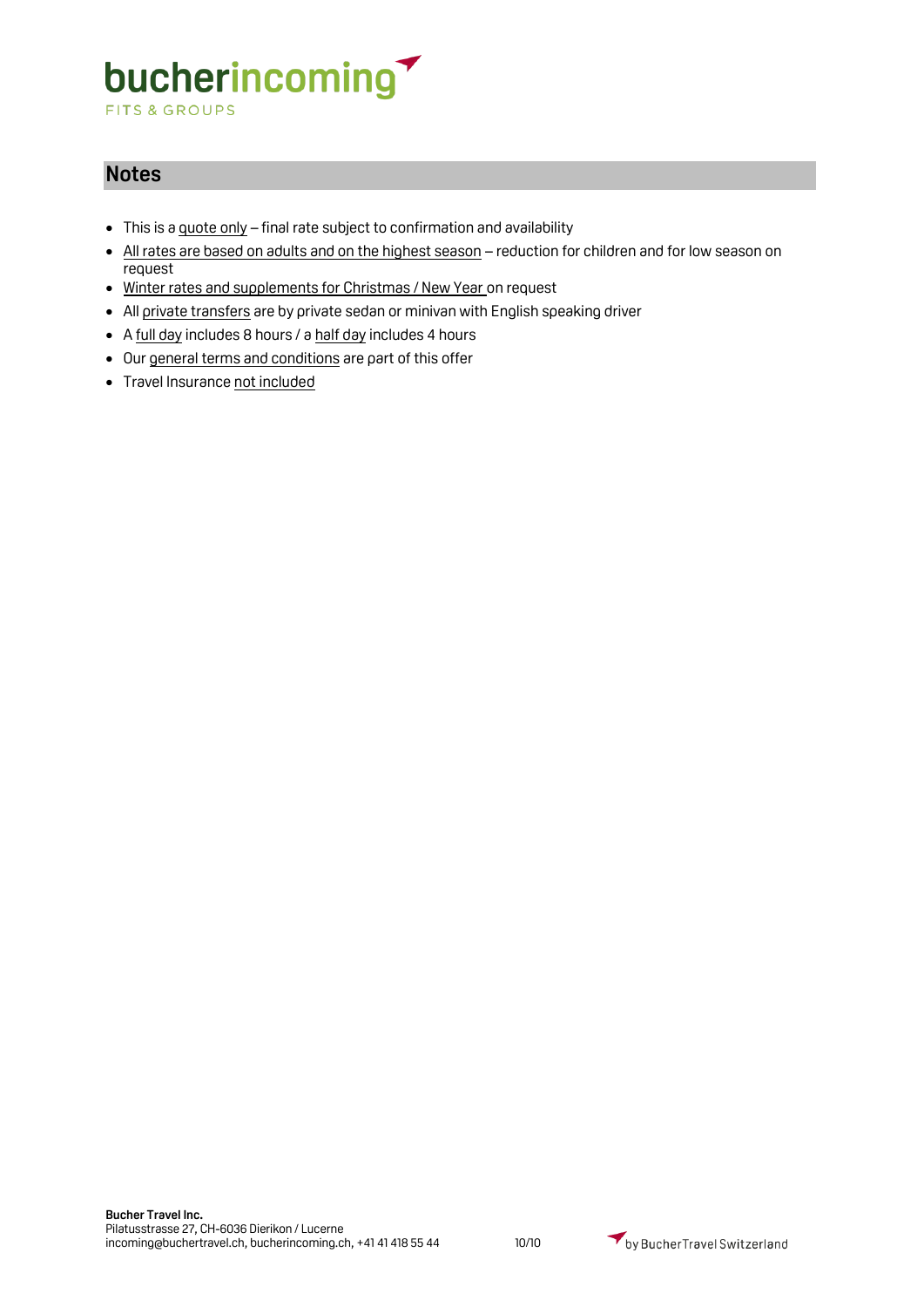## Notes

- This is a quote only – final rate subject to confirmation and availability
- All rates are based on adults and on the highest season – reduction for children and for low season on request
- Winter rates and supplements for Christmas / New Year on request
- All private transfers are by private sedan or minivan with English speaking driver
- A full day includes 8 hours / a half day includes 4 hours
- Our general terms and conditions are part of this offer
- Travel Insurance not included